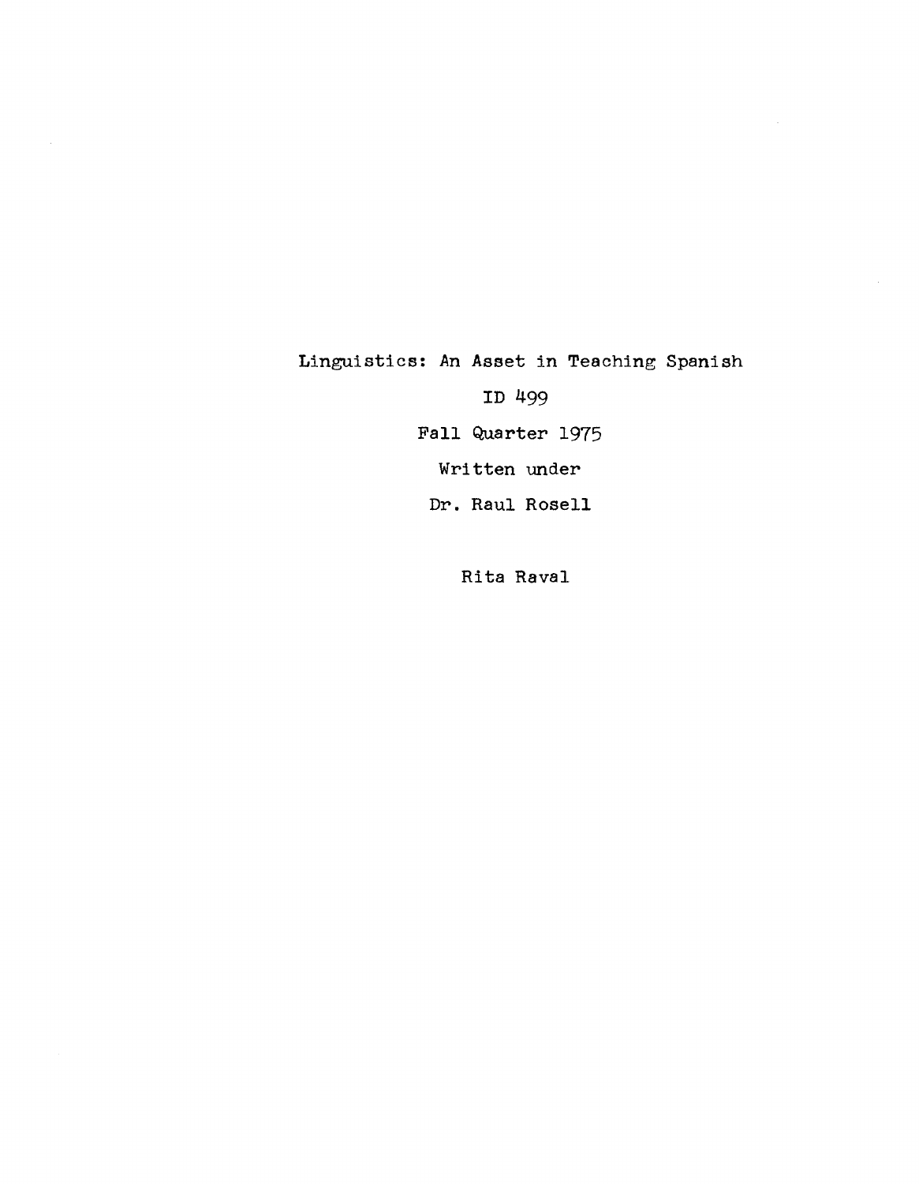# Linguistics: An Asset in Teaching Spanish

ID 499

Fall Quarter 1975

Written under

Dr. Raul Rosell

Rita Raval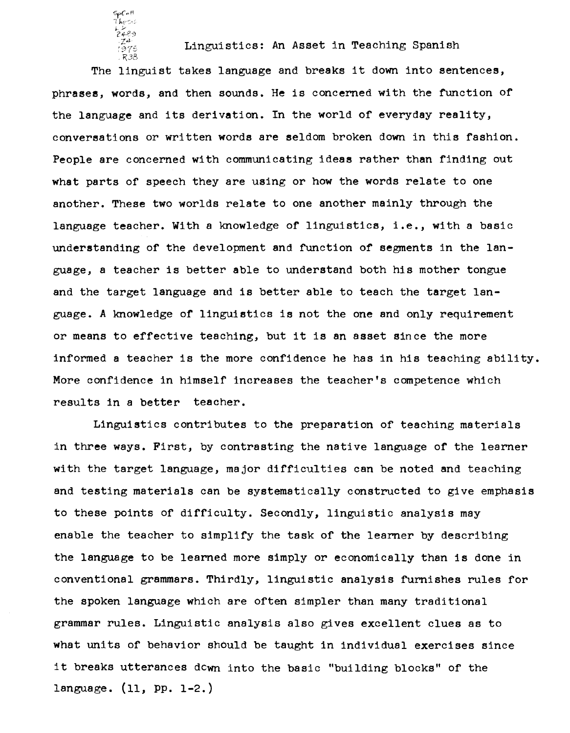# Linguistics: An Asset in Teaching Spanish

The linguist takes language and breaks it down into sentences, phrases, words, and then sounds. He is concerned with the function of the language and its derivation. In the world of everyday reality, conversations or written words are seldom broken down in this fashion. People are concerned with communicating ideas rather than finding out what parts of speech they are using or how the words relate to one another. These two worlds relate to one another mainly through the language teacher. With a knowledge of linguistics, i.e., with a basic understanding of the development and function of segments in the language, a teacher is better able to understand both his mother tongue and the target language and is better able to teach the target language. A knowledge of linguistics is not the one and only requirement or means to effective teaching, but it is an asset since the more informed a teacher is the more confidence he has in his teaching ability. More confidence in himself increases the teacher's competence which results in a better teacher.

Linguistics contributes to the preparation of teaching materials in three ways. First, by contrasting the native language of the learner with the target language, major difficulties can be noted and teaching and testing materials can be systematically constructed to give emphasis to these points of difficulty. Secondly, linguistic analysis may enable the teacher to simplify the task of the learner by describing the language to be learned more simply or economically than is done in conventional grammars. Thirdly, linguistic analysis furnishes rules for the spoken language which are often simpler than many traditional grammar rules. Linguistic analysis also gives excellent clues as to what units of behavior should be taught in individual exercises since it breaks utterances down into the basic "building blocks" of the language. (11, pp. 1-2.)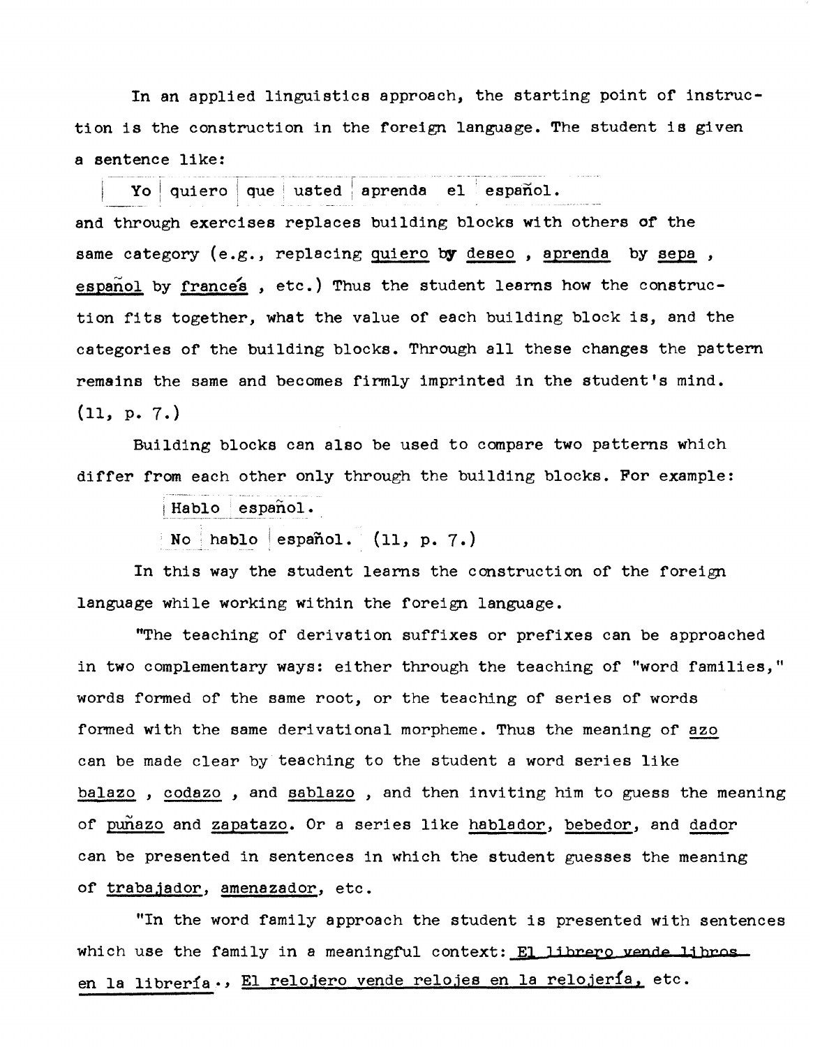In an applied linguistics approach, the starting point of instruction is the construction in the foreign language. The student is given a sentence like:

| Yo | quiero | que | usted | aprenda | el | español. |
|---|---|---|---|---|---|---|

and through exercises replaces building blocks with others of the same category (e.g., replacing quiero by deseo , aprenda by sepa , español by francés , etc.) Thus the student learns how the construction fits together, what the value of each building block is, and the categories of the building blocks. Through all these changes the pattern remains the same and becomes firmly imprinted in the student's mind. (11, p. 7.)

Building blocks can also be used to compare two patterns which differ from each other only through the building blocks. For example:

| Hablo | español. |
|---|---|

| No | hablo | español. |
|---|---|---|

(11, p. 7.)

In this way the student learns the construction of the foreign language while working within the foreign language.

"The teaching of derivation suffixes or prefixes can be approached in two complementary ways: either through the teaching of "word families," words formed of the same root, or the teaching of series of words formed with the same derivational morpheme. Thus the meaning of azo can be made clear by teaching to the student a word series like balazo , codazo , and sablazo , and then inviting him to guess the meaning of puñazo and zapatazo. Or a series like hablador, bebedor, and dador can be presented in sentences in which the student guesses the meaning of trabajador, amenazador, etc.

"In the word family approach the student is presented with sentences which use the family in a meaningful context: El librero vende libros en la librería., El relojero vende relojes en la relojería, etc.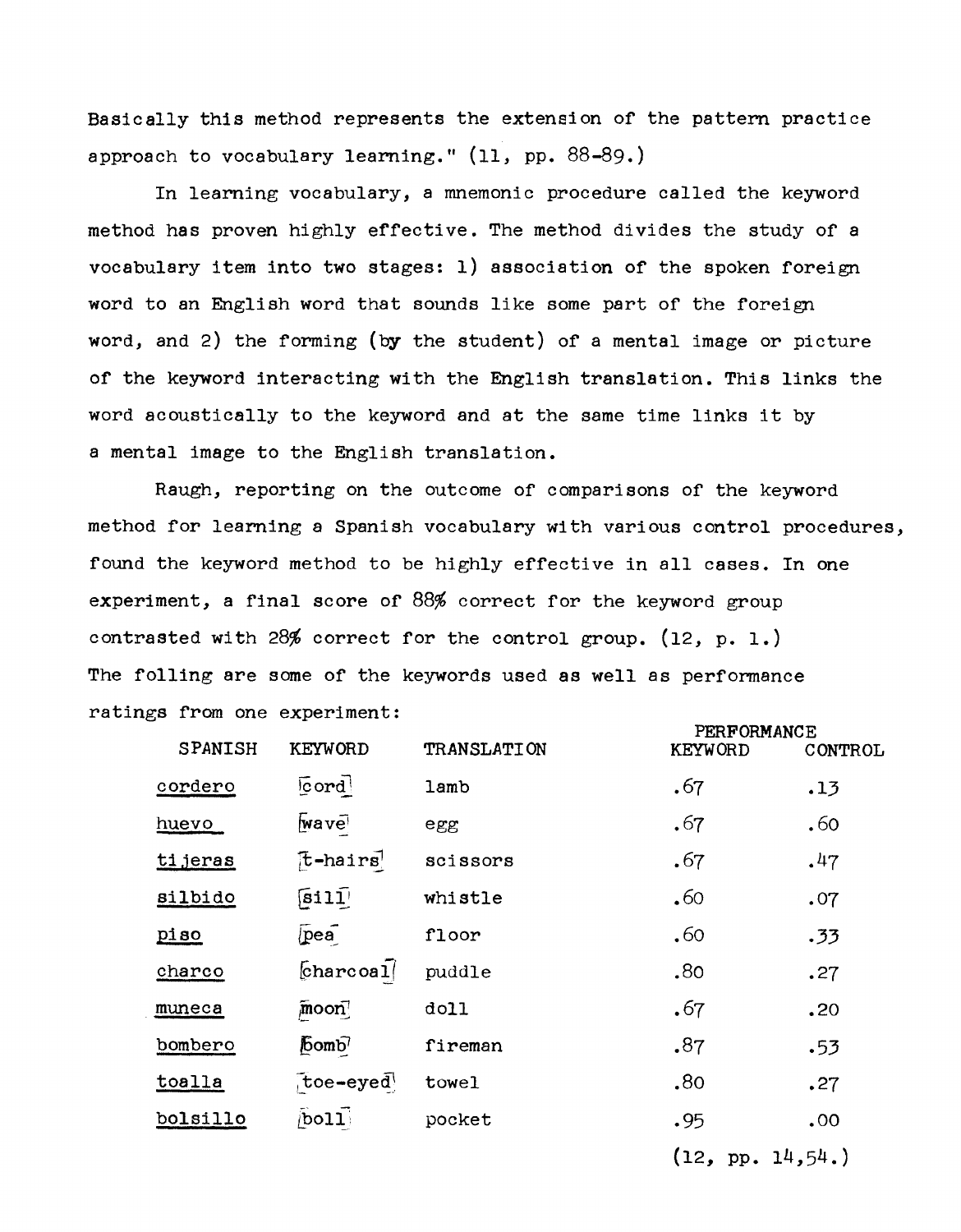Basically this method represents the extension of the pattern practice approach to vocabulary learning." (11, pp. 88-89.)

In learning vocabulary, a mnemonic procedure called the keyword method has proven highly effective. The method divides the study of a vocabulary item into two stages: 1) association of the spoken foreign word to an English word that sounds like some part of the foreign word, and 2) the forming (by the student) of a mental image or picture of the keyword interacting with the English translation. This links the word acoustically to the keyword and at the same time links it by a mental image to the English translation.

Raugh, reporting on the outcome of comparisons of the keyword method for learning a Spanish vocabulary with various control procedures, found the keyword method to be highly effective in all cases. In one experiment, a final score of 88% correct for the keyword group contrasted with 28% correct for the control group. (12, p. 1.) The folling are some of the keywords used as well as performance ratings from one experiment:

| SPANISH | KEYWORD | TRANSLATION | PERFORMANCE KEYWORD | CONTROL |
|---|---|---|---|---|
| cordero | cord | lamb | .67 | .13 |
| huevo | wave | egg | .67 | .60 |
| tijeras | t-hairs | scissors | .67 | .47 |
| silbido | sill | whistle | .60 | .07 |
| piso | pea | floor | .60 | .33 |
| charco | charcoal | puddle | .80 | .27 |
| muneca | moon | doll | .67 | .20 |
| bombero | bomb | fireman | .87 | .53 |
| toalla | toe-eyed | towel | .80 | .27 |
| bolsillo | boll | pocket | .95 | .00 |

(12, pp. 14,54.)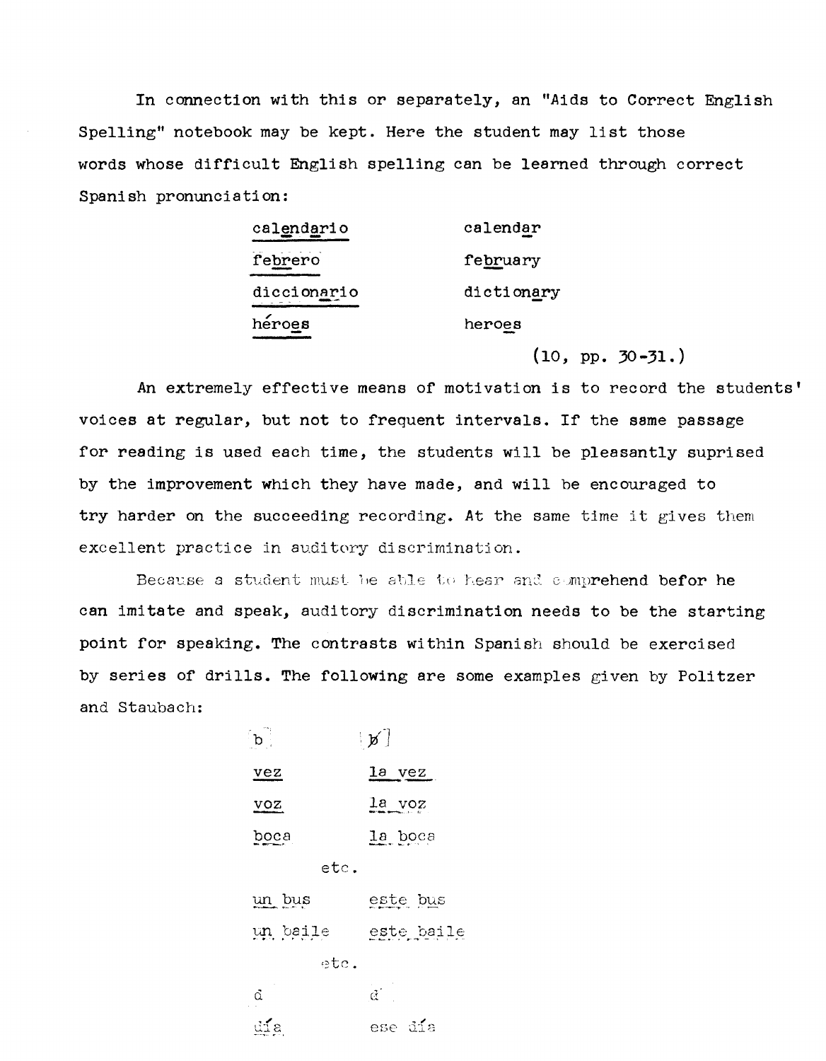In connection with this or separately, an "Aids to Correct English Spelling" notebook may be kept. Here the student may list those words whose difficult English spelling can be learned through correct Spanish pronunciation:

| | |
|---|---|
| calendario | calendar |
| febrero | february |
| diccionario | dictionary |
| héroes | heroes |

(10, pp. 30-31.)

An extremely effective means of motivation is to record the students' voices at regular, but not to frequent intervals. If the same passage for reading is used each time, the students will be pleasantly suprised by the improvement which they have made, and will be encouraged to try harder on the succeeding recording. At the same time it gives them excellent practice in auditory discrimination.

Because a student must be able to hear and comprehend befor he can imitate and speak, auditory discrimination needs to be the starting point for speaking. The contrasts within Spanish should be exercised by series of drills. The following are some examples given by Politzer and Staubach:

| [b] | [b̸] |
|---|---|
| vez | la vez |
| voz | la voz |
| boca | la boca |
| etc. | |
| un bus | este bus |
| un baile | este baile |
| etc. | |
| d | d̸ |
| día | ese día |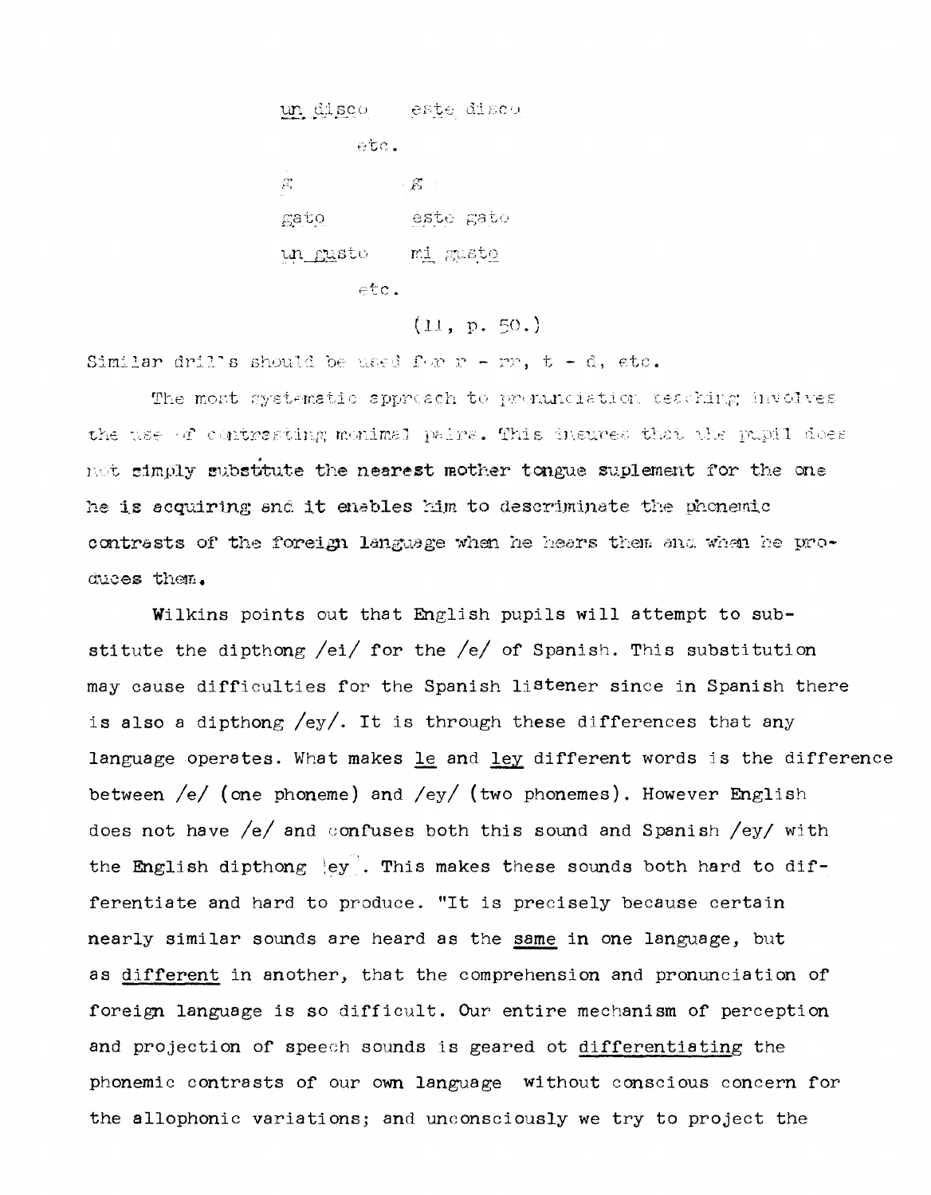un disco    este disco

etc.

g    g

gato    este gato

un gusto    mi gusto

etc.

(11, p. 50.)

Similar drills should be used for r - rr, t - d, etc.

The most systematic approach to pronunciation teaching involves the use of contrasting monimal pairs. This insures that the pupil does not simply substitute the nearest mother tongue suplement for the one he is acquiring and it enables him to descriminate the phonemic contrasts of the foreign language when he hears them and when he produces them.

Wilkins points out that English pupils will attempt to substitute the dipthong /ei/ for the /e/ of Spanish. This substitution may cause difficulties for the Spanish listener since in Spanish there is also a dipthong /ey/. It is through these differences that any language operates. What makes le and ley different words is the difference between /e/ (one phoneme) and /ey/ (two phonemes). However English does not have /e/ and confuses both this sound and Spanish /ey/ with the English dipthong |ey|. This makes these sounds both hard to differentiate and hard to produce. "It is precisely because certain nearly similar sounds are heard as the same in one language, but as different in another, that the comprehension and pronunciation of foreign language is so difficult. Our entire mechanism of perception and projection of speech sounds is geared ot differentiating the phonemic contrasts of our own language without conscious concern for the allophonic variations; and unconsciously we try to project the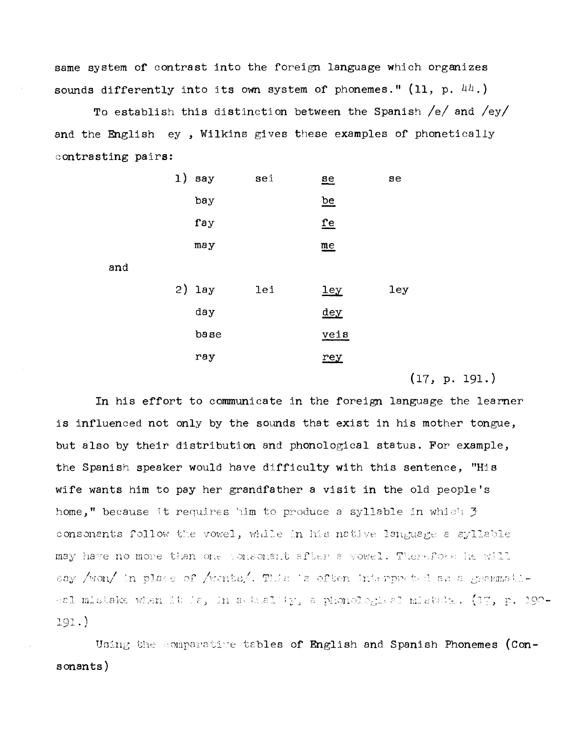same system of contrast into the foreign language which organizes sounds differently into its own system of phonemes." (11, p. 44.)

To establish this distinction between the Spanish /e/ and /ey/ and the English ey , Wilkins gives these examples of phonetically contrasting pairs:

| | | | | |
|---|---|---|---|---|
| 1) | say | sei | se | se |
| | bay | | be | |
| | fay | | fe | |
| | may | | me | |

and

| | | | | |
|---|---|---|---|---|
| 2) | lay | lei | ley | ley |
| | day | | dey | |
| | base | | veis | |
| | ray | | rey | |

(17, p. 191.)

In his effort to communicate in the foreign language the learner is influenced not only by the sounds that exist in his mother tongue, but also by their distribution and phonological status. For example, the Spanish speaker would have difficulty with this sentence, "His wife wants him to pay her grandfather a visit in the old people's home," because it requires him to produce a syllable in which 3 consonants follow the vowel, while in his native language a syllable may have no more than one consonant after a vowel. Therefore he will say /won/ in place of /wonts/. This is often interpreted as a grammatical mistake when it is, in actuality, a phonological mistake. (17, p. 190-191.)

Using the comparative tables of English and Spanish Phonemes (Consonants)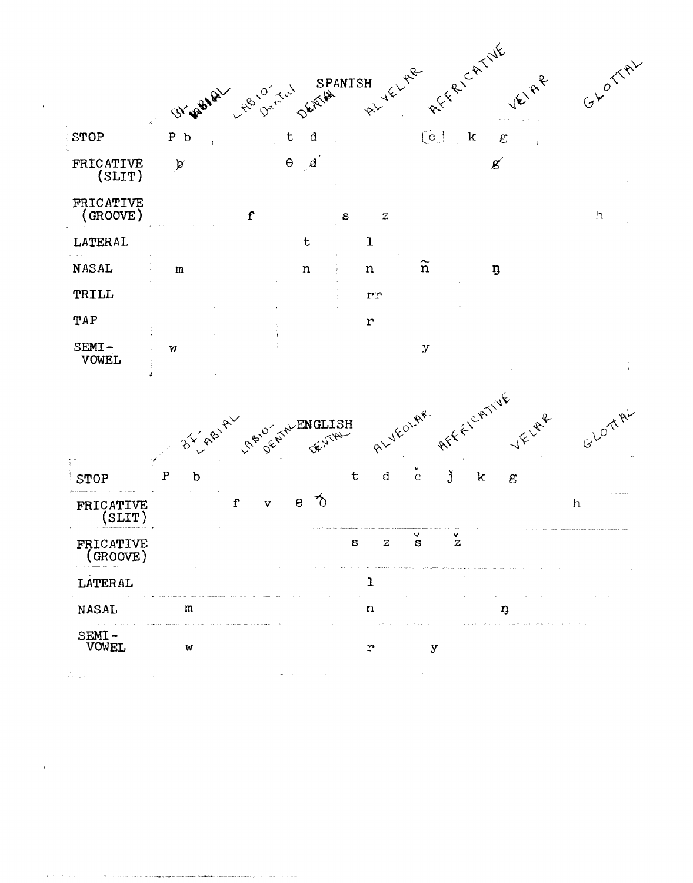## SPANISH

| | BI-LABIAL | LABIO-DENTAL | DENTAL | ALVELAR | AFFRICATIVE | VELAR | GLOTTAL |
|---|---|---|---|---|---|---|---|
| STOP | p b | | t d | | [c] | k g | |
| FRICATIVE (SLIT) | ƀ | | θ đ | | | ǥ | |
| FRICATIVE (GROOVE) | | f | | s z | | | h |
| LATERAL | | | t | l | | | |
| NASAL | m | | n | n | ñ | ŋ | |
| TRILL | | | | rr | | | |
| TAP | | | | r | | | |
| SEMI-VOWEL | w | | | | y | | |

## ENGLISH

| | BI-LABIAL | LABIO-DENTAL | DENTAL | ALVEOLAR | AFFRICATIVE | VELAR | GLOTTAL |
|---|---|---|---|---|---|---|---|
| STOP | p b | | | t d | č ǰ | k g | |
| FRICATIVE (SLIT) | | f v | θ ð | | | | h |
| FRICATIVE (GROOVE) | | | | s z | š ž | | |
| LATERAL | | | | l | | | |
| NASAL | m | | | n | | ŋ | |
| SEMI-VOWEL | w | | | r | y | | |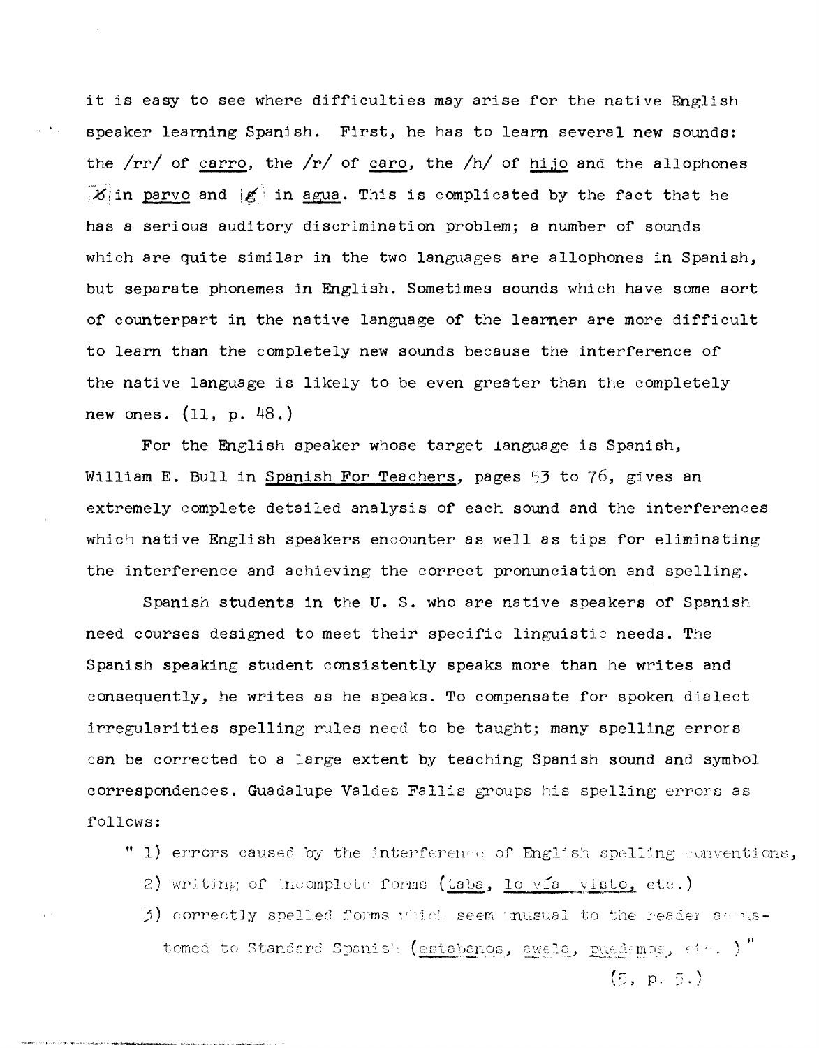it is easy to see where difficulties may arise for the native English speaker learning Spanish. First, he has to learn several new sounds: the /rr/ of carro, the /r/ of caro, the /h/ of hijo and the allophones [ƀ] in parvo and [ǥ] in agua. This is complicated by the fact that he has a serious auditory discrimination problem; a number of sounds which are quite similar in the two languages are allophones in Spanish, but separate phonemes in English. Sometimes sounds which have some sort of counterpart in the native language of the learner are more difficult to learn than the completely new sounds because the interference of the native language is likely to be even greater than the completely new ones. (11, p. 48.)

For the English speaker whose target language is Spanish, William E. Bull in Spanish For Teachers, pages 53 to 76, gives an extremely complete detailed analysis of each sound and the interferences which native English speakers encounter as well as tips for eliminating the interference and achieving the correct pronunciation and spelling.

Spanish students in the U. S. who are native speakers of Spanish need courses designed to meet their specific linguistic needs. The Spanish speaking student consistently speaks more than he writes and consequently, he writes as he speaks. To compensate for spoken dialect irregularities spelling rules need to be taught; many spelling errors can be corrected to a large extent by teaching Spanish sound and symbol correspondences. Guadalupe Valdes Fallis groups his spelling errors as follows:

> " 1) errors caused by the interference of English spelling conventions,
> 2) writing of incomplete forms (taba, lo vía visto, etc.)
> 3) correctly spelled forms which seem unusual to the reader accustomed to Standard Spanish (estabanos, awela, puedamos, etc. )"
>
> (5, p. 5.)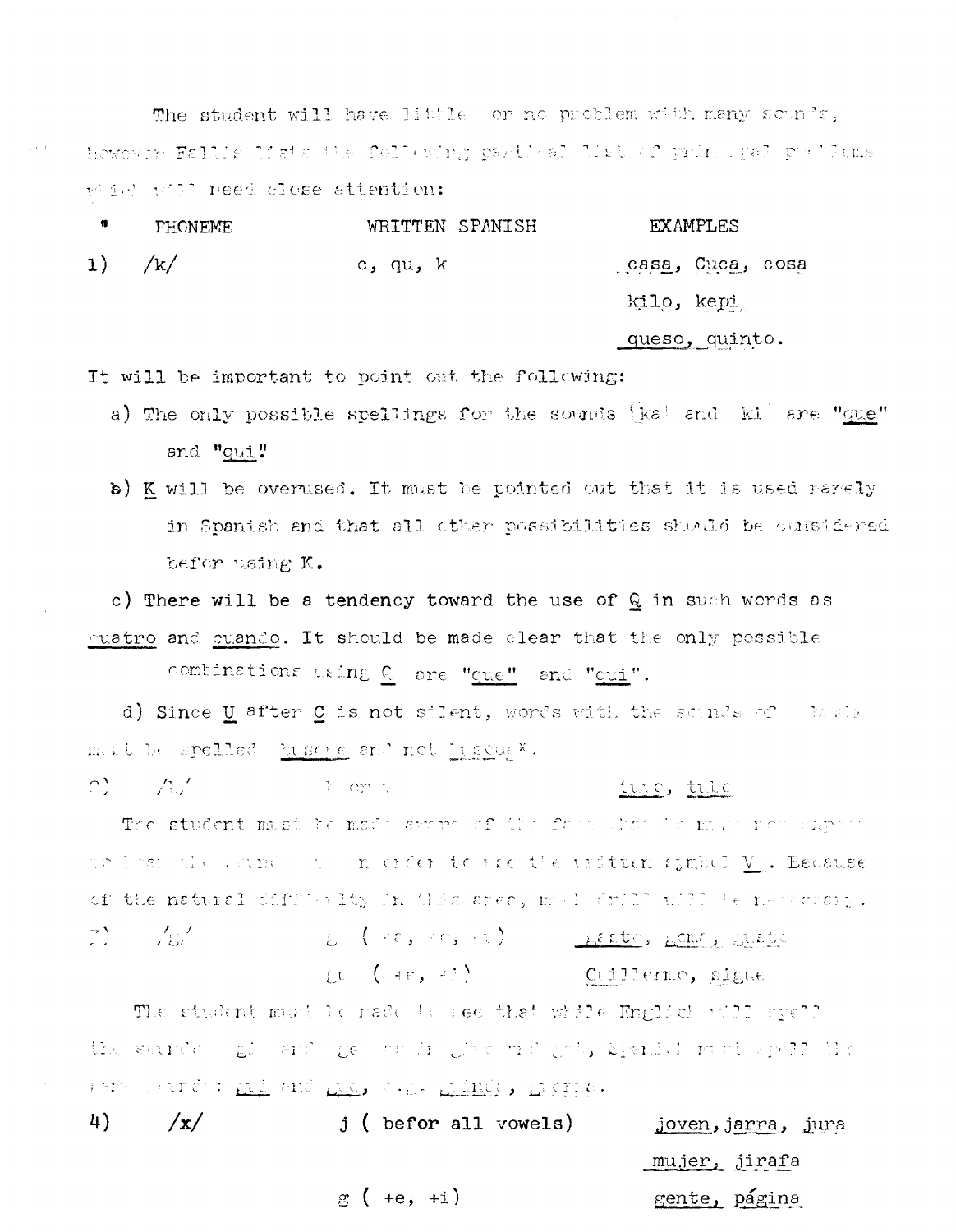The student will have little or no problem with many sounds, however Fallis lists the following partial list of principal problems which will need close attention:

| # | PHONEME | WRITTEN SPANISH | EXAMPLES |
|---|---|---|---|
| 1) | /k/ | c, qu, k | casa, Cuca, cosa |
| | | | kilo, kepi |
| | | | queso, quinto. |

It will be important to point out the following:

a) The only possible spellings for the sounds (ke) and (ki) are "que" and "qui."

b) K will be overused. It must be pointed out that it is used rarely in Spanish and that all other possibilities should be considered befor using K.

c) There will be a tendency toward the use of Q in such words as cuatro and cuando. It should be made clear that the only possible combinations using Q are "que" and "qui".

d) Since U after C is not silent, words with the sounds of (ke) must be spelled busque and not buscue*.

| # | PHONEME | WRITTEN SPANISH | EXAMPLES |
|---|---|---|---|
| 2) | /b/ | b or v | tuvo, tubo |

The student must be made aware of the fact that he must not expect to hear the sound (v) in order to use the written symbol V. Because of the natural difficulty in this area, much drill will be necessary.

| # | PHONEME | WRITTEN SPANISH | EXAMPLES |
|---|---|---|---|
| 3) | /g/ | g (+a, +o, +u) | gasto, goma, gusto |
| | | gu (+e, +i) | Guillermo, sigue |

The student must be made to see that while English will spell the sounds (gi) and (ge) as in give and get, Spanish must spell the same sounds: gui and gue, e.g. guinda, guerra.

| # | PHONEME | WRITTEN SPANISH | EXAMPLES |
|---|---|---|---|
| 4) | /x/ | j (befor all vowels) | joven, jarra, jura |
| | | | mujer, jirafa |
| | | g (+e, +i) | gente, página |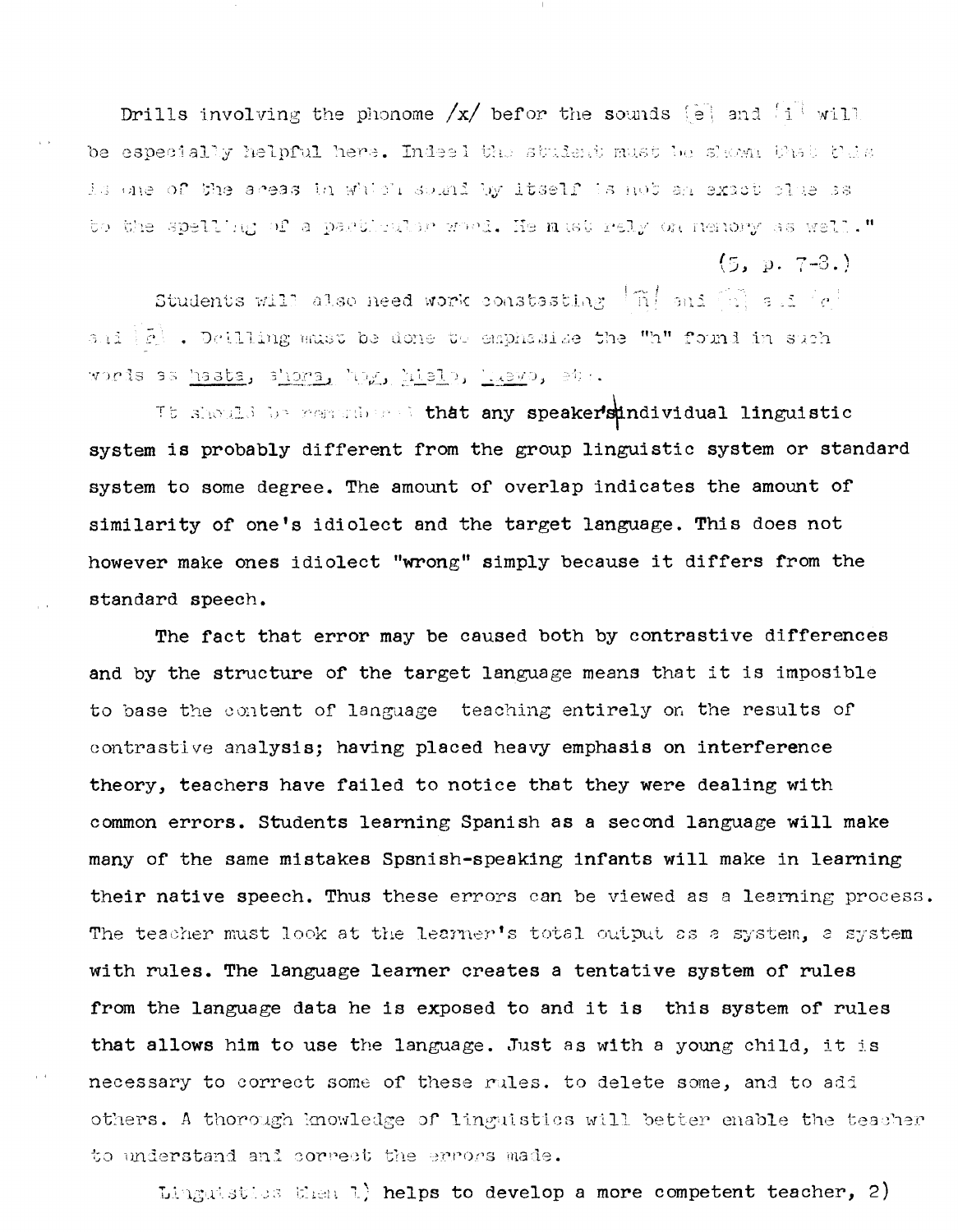Drills involving the phoneme /x/ befor the sounds [e] and [i] will be especially helpful here. Indeed the student must be shown that this is one of the areas in which sound by itself is not an exact clue as to the spelling of a particular word. He must rely on memory as well."

(5, p. 7-8.)

Students will also need work contrasting [ñ] and [n] and [r] and [r̄]. Drilling must be done to emphasize the "h" found in such words as hasta, ahora, hoy, hielo, huevo, etc.

It should be remembered that any speaker's individual linguistic system is probably different from the group linguistic system or standard system to some degree. The amount of overlap indicates the amount of similarity of one's idiolect and the target language. This does not however make ones idiolect "wrong" simply because it differs from the standard speech.

The fact that error may be caused both by contrastive differences and by the structure of the target language means that it is imposible to base the content of language teaching entirely on the results of contrastive analysis; having placed heavy emphasis on interference theory, teachers have failed to notice that they were dealing with common errors. Students learning Spanish as a second language will make many of the same mistakes Spsnish-speaking infants will make in learning their native speech. Thus these errors can be viewed as a learning process. The teacher must look at the learner's total output as a system, a system with rules. The language learner creates a tentative system of rules from the language data he is exposed to and it is this system of rules that allows him to use the language. Just as with a young child, it is necessary to correct some of these rules. to delete some, and to add others. A thorough knowledge of linguistics will better enable the teacher to understand and correct the errors made.

Linguistics then 1) helps to develop a more competent teacher, 2)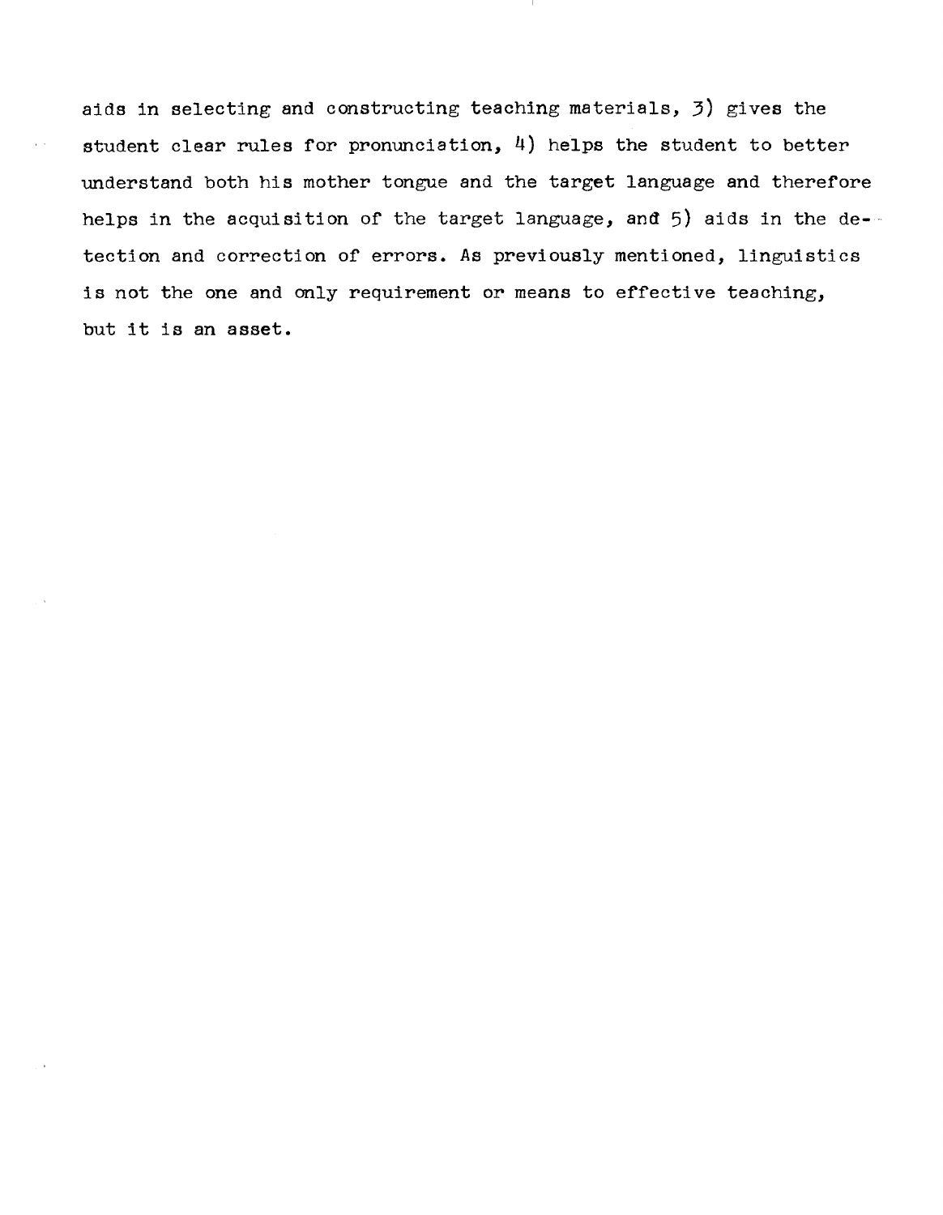aids in selecting and constructing teaching materials, 3) gives the student clear rules for pronunciation, 4) helps the student to better understand both his mother tongue and the target language and therefore helps in the acquisition of the target language, and 5) aids in the detection and correction of errors. As previously mentioned, linguistics is not the one and only requirement or means to effective teaching, but it is an asset.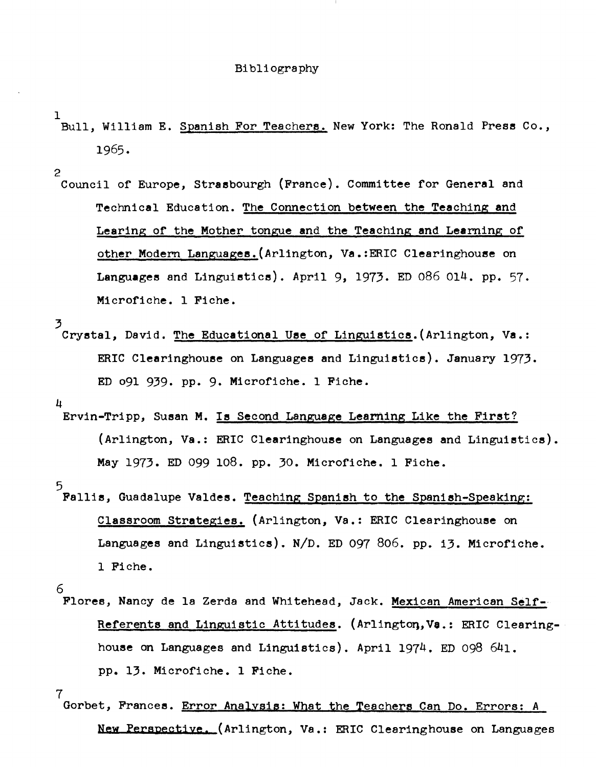# Bibliography

1 Bull, William E. Spanish For Teachers. New York: The Ronald Press Co., 1965.

2 Council of Europe, Strasbourgh (France). Committee for General and Technical Education. The Connection between the Teaching and Learing of the Mother tongue and the Teaching and Learning of other Modern Languages. (Arlington, Va.:ERIC Clearinghouse on Languages and Linguistics). April 9, 1973. ED 086 014. pp. 57. Microfiche. 1 Fiche.

3 Crystal, David. The Educational Use of Linguistics. (Arlington, Va.: ERIC Clearinghouse on Languages and Linguistics). January 1973. ED o91 939. pp. 9. Microfiche. 1 Fiche.

4 Ervin-Tripp, Susan M. Is Second Language Learning Like the First? (Arlington, Va.: ERIC Clearinghouse on Languages and Linguistics). May 1973. ED 099 108. pp. 30. Microfiche. 1 Fiche.

5 Fallis, Guadalupe Valdes. Teaching Spanish to the Spanish-Speaking: Classroom Strategies. (Arlington, Va.: ERIC Clearinghouse on Languages and Linguistics). N/D. ED 097 806. pp. 13. Microfiche. 1 Fiche.

6 Flores, Nancy de la Zerda and Whitehead, Jack. Mexican American Self-Referents and Linguistic Attitudes. (Arlington, Va.: ERIC Clearinghouse on Languages and Linguistics). April 1974. ED 098 641. pp. 13. Microfiche. 1 Fiche.

7 Gorbet, Frances. Error Analysis: What the Teachers Can Do. Errors: A New Perspective. (Arlington, Va.: ERIC Clearinghouse on Languages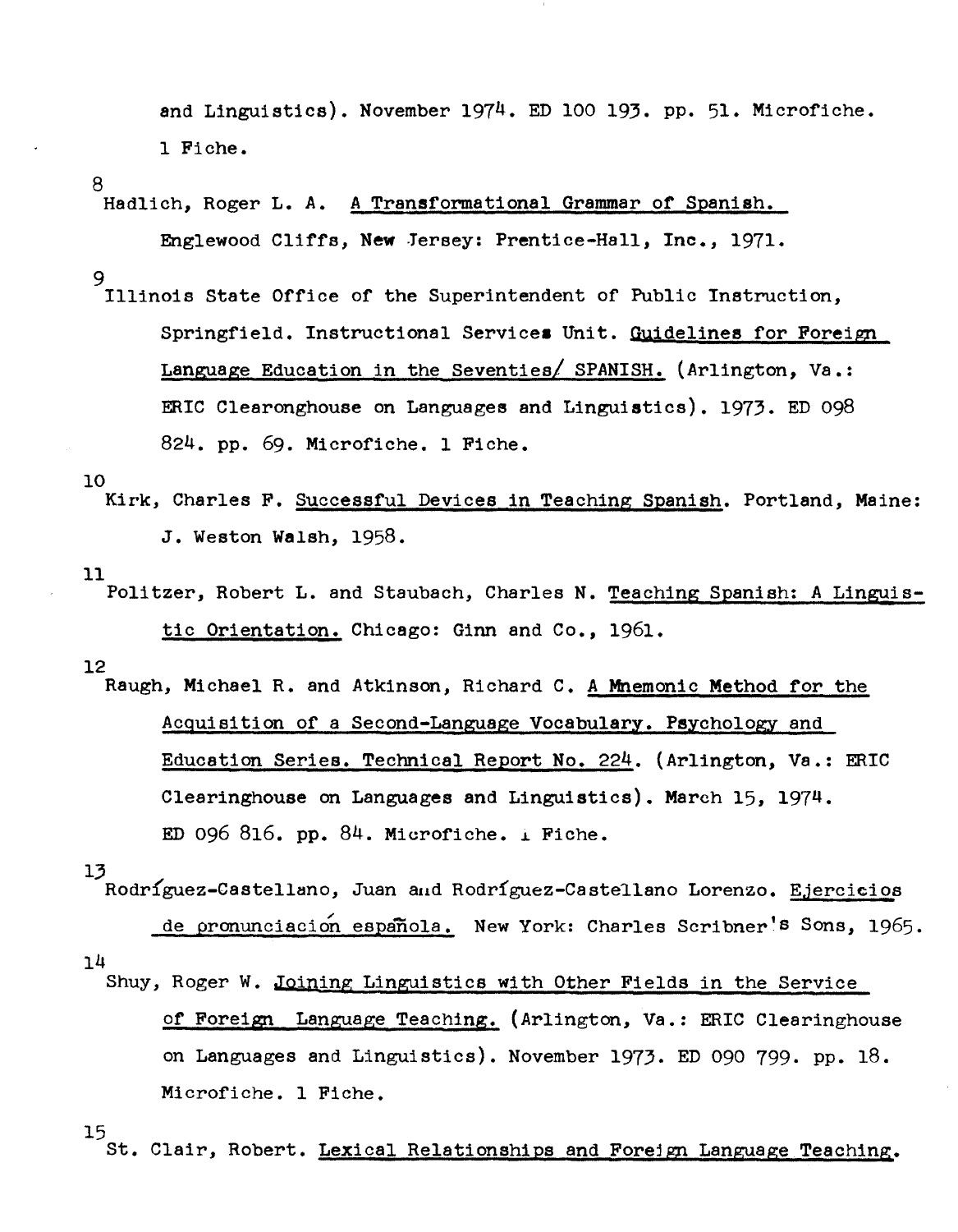and Linguistics). November 1974. ED 100 193. pp. 51. Microfiche. 1 Fiche.

8 Hadlich, Roger L. A. A Transformational Grammar of Spanish. Englewood Cliffs, New Jersey: Prentice-Hall, Inc., 1971.

9 Illinois State Office of the Superintendent of Public Instruction, Springfield. Instructional Services Unit. Guidelines for Foreign Language Education in the Seventies/ SPANISH. (Arlington, Va.: ERIC Clearonghouse on Languages and Linguistics). 1973. ED 098 824. pp. 69. Microfiche. 1 Fiche.

10 Kirk, Charles F. Successful Devices in Teaching Spanish. Portland, Maine: J. Weston Walsh, 1958.

11 Politzer, Robert L. and Staubach, Charles N. Teaching Spanish: A Linguistic Orientation. Chicago: Ginn and Co., 1961.

12 Raugh, Michael R. and Atkinson, Richard C. A Mnemonic Method for the Acquisition of a Second-Language Vocabulary. Psychology and Education Series. Technical Report No. 224. (Arlington, Va.: ERIC Clearinghouse on Languages and Linguistics). March 15, 1974. ED 096 816. pp. 84. Microfiche. 1 Fiche.

13 Rodríguez-Castellano, Juan and Rodríguez-Castellano Lorenzo. Ejercicios de pronunciación española. New York: Charles Scribner's Sons, 1965.

14 Shuy, Roger W. Joining Linguistics with Other Fields in the Service of Foreign Language Teaching. (Arlington, Va.: ERIC Clearinghouse on Languages and Linguistics). November 1973. ED 090 799. pp. 18. Microfiche. 1 Fiche.

15 St. Clair, Robert. Lexical Relationships and Foreign Language Teaching.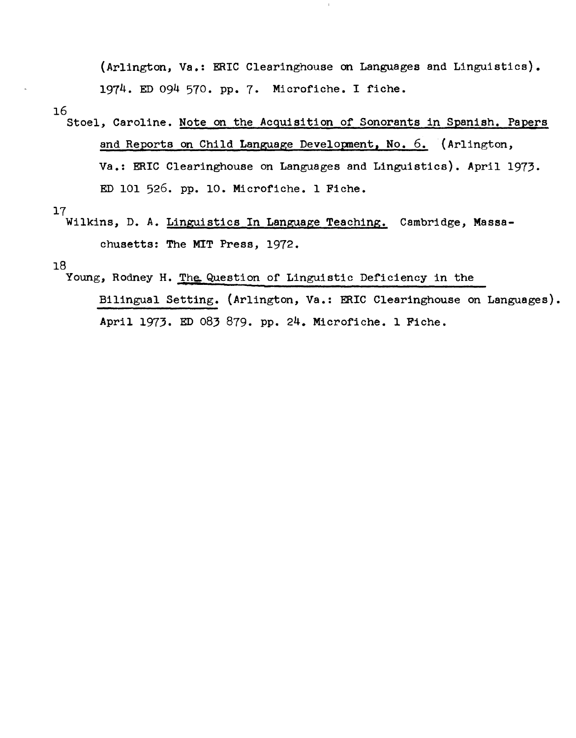(Arlington, Va.: ERIC Clearinghouse on Languages and Linguistics). 1974. ED 094 570. pp. 7. Microfiche. I fiche.

16
Stoel, Caroline. Note on the Acquisition of Sonorants in Spanish. Papers and Reports on Child Language Development, No. 6. (Arlington, Va.: ERIC Clearinghouse on Languages and Linguistics). April 1973. ED 101 526. pp. 10. Microfiche. 1 Fiche.

17
Wilkins, D. A. Linguistics In Language Teaching. Cambridge, Massachusetts: The MIT Press, 1972.

18
Young, Rodney H. The Question of Linguistic Deficiency in the Bilingual Setting. (Arlington, Va.: ERIC Clearinghouse on Languages). April 1973. ED 083 879. pp. 24. Microfiche. 1 Fiche.